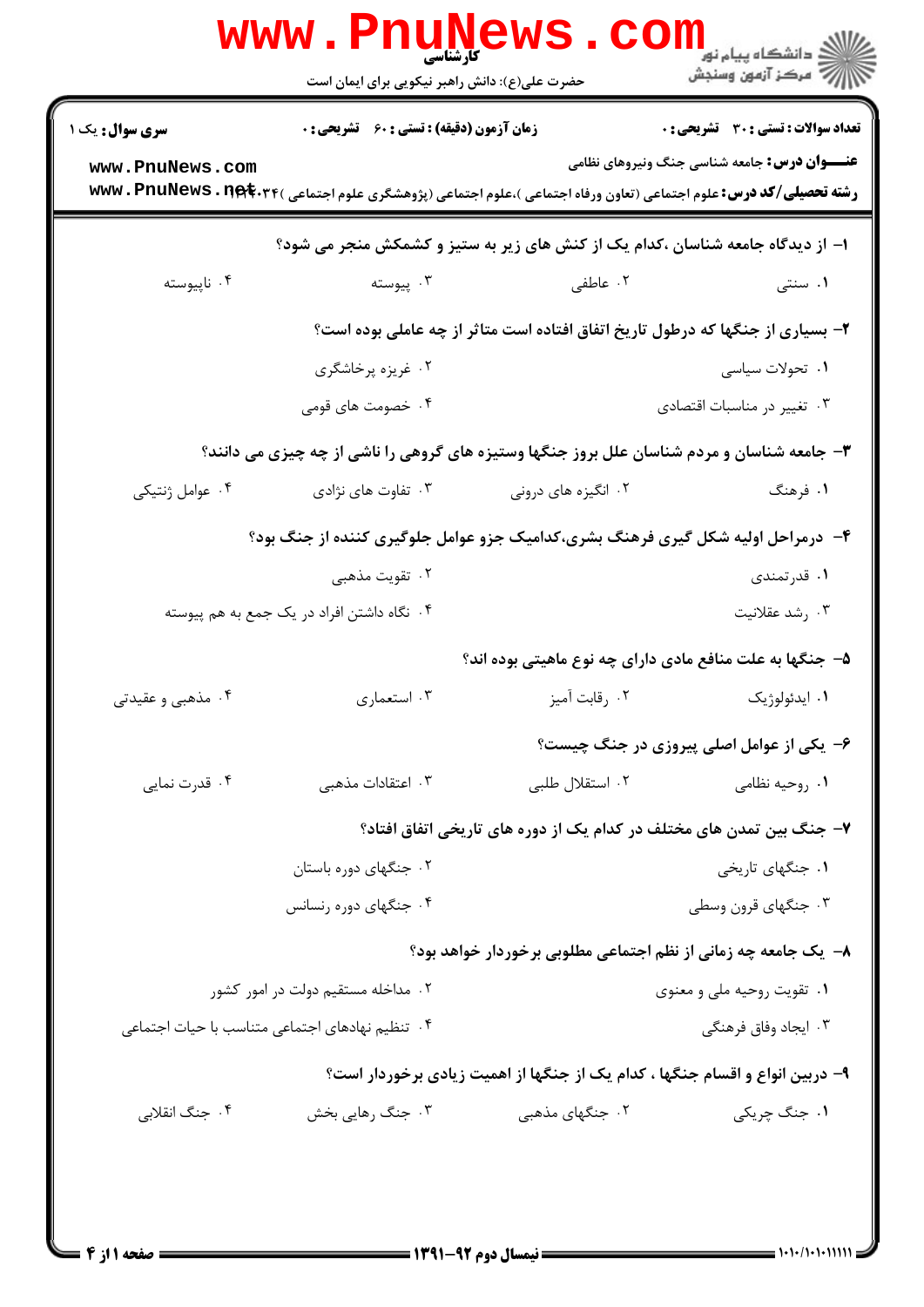**کارشناسی**

حضرت علی(ع): دانش راهبر نیکویی برای ایمان است

دانشگاه پیام نور
مرکز آزمون وسنجش

**سری سوال:** یک ۱

**زمان آزمون (دقیقه) : تستی : ۶۰ تشریحی : ۰**

**تعداد سوالات : تستی : ۳۰ تشریحی : ۰**

**عنـــوان درس:** جامعه شناسی جنگ ونیروهای نظامی

**رشته تحصیلی/کد درس:** علوم اجتماعی (تعاون ورفاه اجتماعی )،علوم اجتماعی (پژوهشگری علوم اجتماعی )۱۲۲۲۰۳۴

۱- از دیدگاه جامعه شناسان ،کدام یک از کنش های زیر به ستیز و کشمکش منجر می شود؟

۱. سنتی ۲. عاطفی ۳. پیوسته ۴. ناپیوسته

۲- بسیاری از جنگها که درطول تاریخ اتفاق افتاده است متاثر از چه عاملی بوده است؟

۱. تحولات سیاسی ۲. غریزه پرخاشگری
۳. تغییر در مناسبات اقتصادی ۴. خصومت های قومی

۳- جامعه شناسان و مردم شناسان علل بروز جنگها وستیزه های گروهی را ناشی از چه چیزی می دانند؟

۱. فرهنگ ۲. انگیزه های درونی ۳. تفاوت های نژادی ۴. عوامل ژنتیکی

۴- درمراحل اولیه شکل گیری فرهنگ بشری،کدامیک جزو عوامل جلوگیری کننده از جنگ بود؟

۱. قدرتمندی ۲. تقویت مذهبی
۳. رشد عقلانیت ۴. نگاه داشتن افراد در یک جمع به هم پیوسته

۵- جنگها به علت منافع مادی دارای چه نوع ماهیتی بوده اند؟

۱. ایدئولوژیک ۲. رقابت آمیز ۳. استعماری ۴. مذهبی و عقیدتی

۶- یکی از عوامل اصلی پیروزی در جنگ چیست؟

۱. روحیه نظامی ۲. استقلال طلبی ۳. اعتقادات مذهبی ۴. قدرت نمایی

۷- جنگ بین تمدن های مختلف در کدام یک از دوره های تاریخی اتفاق افتاد؟

۱. جنگهای تاریخی ۲. جنگهای دوره باستان
۳. جنگهای قرون وسطی ۴. جنگهای دوره رنسانس

۸- یک جامعه چه زمانی از نظم اجتماعی مطلوبی برخوردار خواهد بود؟

۱. تقویت روحیه ملی و معنوی ۲. مداخله مستقیم دولت در امور کشور
۳. ایجاد وفاق فرهنگی ۴. تنظیم نهادهای اجتماعی متناسب با حیات اجتماعی

۹- دربین انواع و اقسام جنگها ، کدام یک از جنگها از اهمیت زیادی برخوردار است؟

۱. جنگ چریکی ۲. جنگهای مذهبی ۳. جنگ رهایی بخش ۴. جنگ انقلابی

نیمسال دوم ۹۲-۱۳۹۱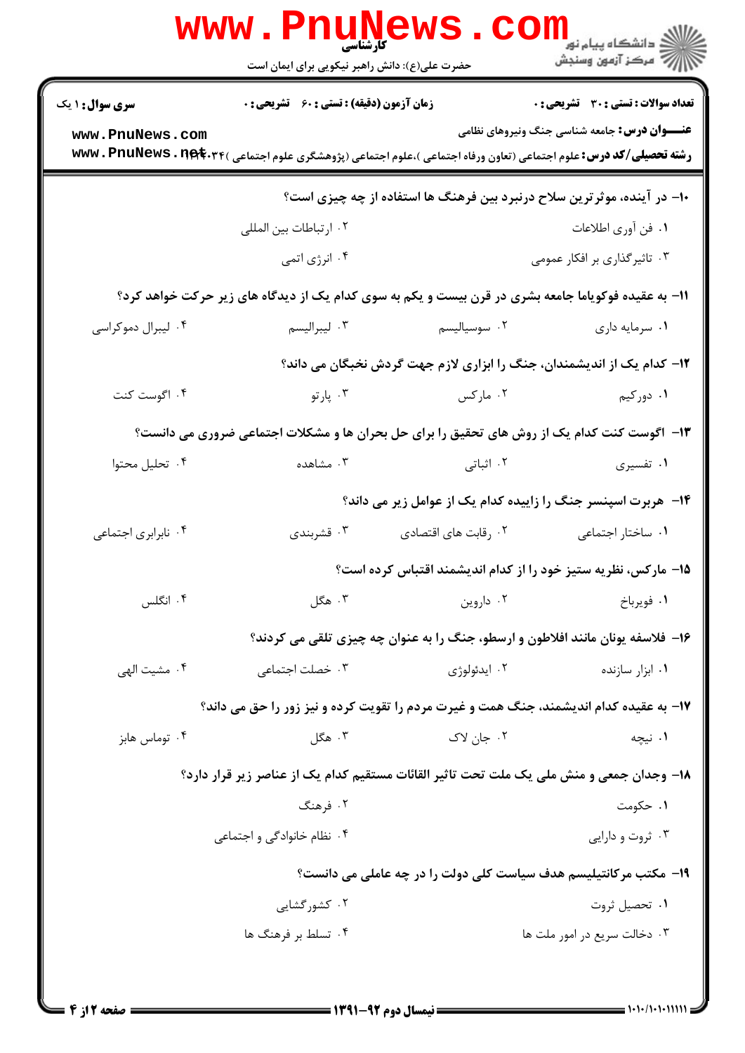**سری سوال:** ۱ یک

**زمان آزمون (دقیقه) : تستی : ۶۰ تشریحی : ۰**

**تعداد سوالات : تستی : ۳۰ تشریحی : ۰**

**عنـــوان درس:** جامعه شناسی جنگ ونیروهای نظامی

**رشته تحصیلی/کد درس:** علوم اجتماعی (تعاون ورفاه اجتماعی )،علوم اجتماعی (پژوهشگری علوم اجتماعی )۱۲۲۲۰۳۴

۱۰- در آینده، موثرترین سلاح درنبرد بین فرهنگ ها استفاده از چه چیزی است؟

۱. فن آوری اطلاعات
۲. ارتباطات بین المللی
۳. تاثیرگذاری بر افکار عمومی
۴. انرژی اتمی

۱۱- به عقیده فوکویاما جامعه بشری در قرن بیست و یکم به سوی کدام یک از دیدگاه های زیر حرکت خواهد کرد؟

۱. سرمایه داری
۲. سوسیالیسم
۳. لیبرالیسم
۴. لیبرال دموکراسی

۱۲- کدام یک از اندیشمندان، جنگ را ابزاری لازم جهت گردش نخبگان می داند؟

۱. دورکیم
۲. مارکس
۳. پارتو
۴. اگوست کنت

۱۳- اگوست کنت کدام یک از روش های تحقیق را برای حل بحران ها و مشکلات اجتماعی ضروری می دانست؟

۱. تفسیری
۲. اثباتی
۳. مشاهده
۴. تحلیل محتوا

۱۴- هربرت اسپنسر جنگ را زاییده کدام یک از عوامل زیر می داند؟

۱. ساختار اجتماعی
۲. رقابت های اقتصادی
۳. قشربندی
۴. نابرابری اجتماعی

۱۵- مارکس، نظریه ستیز خود را از کدام اندیشمند اقتباس کرده است؟

۱. فویرباخ
۲. داروین
۳. هگل
۴. انگلس

۱۶- فلاسفه یونان مانند افلاطون و ارسطو، جنگ را به عنوان چه چیزی تلقی می کردند؟

۱. ابزار سازنده
۲. ایدئولوژی
۳. خصلت اجتماعی
۴. مشیت الهی

۱۷- به عقیده کدام اندیشمند، جنگ همت و غیرت مردم را تقویت کرده و نیز زور را حق می داند؟

۱. نیچه
۲. جان لاک
۳. هگل
۴. توماس هابز

۱۸- وجدان جمعی و منش ملی یک ملت تحت تاثیر القائات مستقیم کدام یک از عناصر زیر قرار دارد؟

۱. حکومت
۲. فرهنگ
۳. ثروت و دارایی
۴. نظام خانوادگی و اجتماعی

۱۹- مکتب مرکانتیلیسم هدف سیاست کلی دولت را در چه عاملی می دانست؟

۱. تحصیل ثروت
۲. کشورگشایی
۳. دخالت سریع در امور ملت ها
۴. تسلط بر فرهنگ ها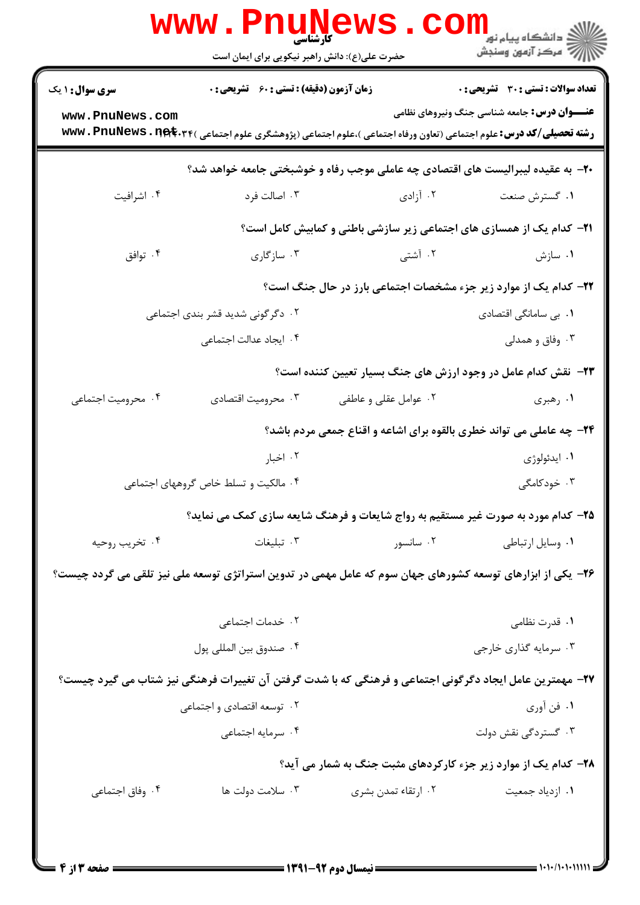**سری سوال:** ۱ یک | **زمان آزمون (دقیقه) : تستی :** ۶۰ **تشریحی :** ۰ | **تعداد سوالات : تستی :** ۳۰ **تشریحی :** ۰

**عنـــوان درس:** جامعه شناسی جنگ ونیروهای نظامی

**رشته تحصیلی/کد درس:** علوم اجتماعی (تعاون ورفاه اجتماعی )،علوم اجتماعی (پژوهشگری علوم اجتماعی )۱۲۲۲۰۳۴

۲۰- به عقیده لیبرالیست های اقتصادی چه عاملی موجب رفاه و خوشبختی جامعه خواهد شد؟

۱. گسترش صنعت
۲. آزادی
۳. اصالت فرد
۴. اشرافیت

۲۱- کدام یک از همسازی های اجتماعی زیر سازشی باطنی و کمابیش کامل است؟

۱. سازش
۲. آشتی
۳. سازگاری
۴. توافق

۲۲- کدام یک از موارد زیر جزء مشخصات اجتماعی بارز در حال جنگ است؟

۱. بی سامانگی اقتصادی
۲. دگرگونی شدید قشر بندی اجتماعی
۳. وفاق و همدلی
۴. ایجاد عدالت اجتماعی

۲۳- نقش کدام عامل در وجود ارزش های جنگ بسیار تعیین کننده است؟

۱. رهبری
۲. عوامل عقلی و عاطفی
۳. محرومیت اقتصادی
۴. محرومیت اجتماعی

۲۴- چه عاملی می تواند خطری بالقوه برای اشاعه و اقناع جمعی مردم باشد؟

۱. ایدئولوژی
۲. اخبار
۳. خودکامگی
۴. مالکیت و تسلط خاص گروههای اجتماعی

۲۵- کدام مورد به صورت غیر مستقیم به رواج شایعات و فرهنگ شایعه سازی کمک می نماید؟

۱. وسایل ارتباطی
۲. سانسور
۳. تبلیغات
۴. تخریب روحیه

۲۶- یکی از ابزارهای توسعه کشورهای جهان سوم که عامل مهمی در تدوین استراتژی توسعه ملی نیز تلقی می گردد چیست؟

۱. قدرت نظامی
۲. خدمات اجتماعی
۳. سرمایه گذاری خارجی
۴. صندوق بین المللی پول

۲۷- مهمترین عامل ایجاد دگرگونی اجتماعی و فرهنگی که با شدت گرفتن آن تغییرات فرهنگی نیز شتاب می گیرد چیست؟

۱. فن آوری
۲. توسعه اقتصادی و اجتماعی
۳. گستردگی نقش دولت
۴. سرمایه اجتماعی

۲۸- کدام یک از موارد زیر جزء کارکردهای مثبت جنگ به شمار می آید؟

۱. ازدیاد جمعیت
۲. ارتقاء تمدن بشری
۳. سلامت دولت ها
۴. وفاق اجتماعی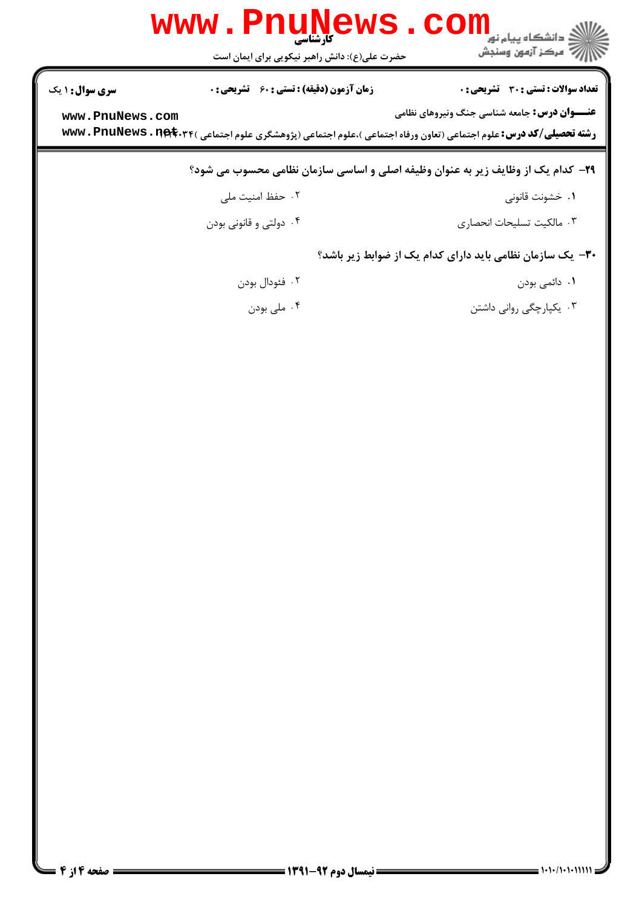**۲۹- کدام یک از وظایف زیر به عنوان وظیفه اصلی و اساسی سازمان نظامی محسوب می شود؟**

۱. خشونت قانونی

۲. حفظ امنیت ملی

۳. مالکیت تسلیحات انحصاری

۴. دولتی و قانونی بودن

**۳۰- یک سازمان نظامی باید دارای کدام یک از ضوابط زیر باشد؟**

۱. دائمی بودن

۲. فئودال بودن

۳. یکپارچگی روانی داشتن

۴. ملی بودن